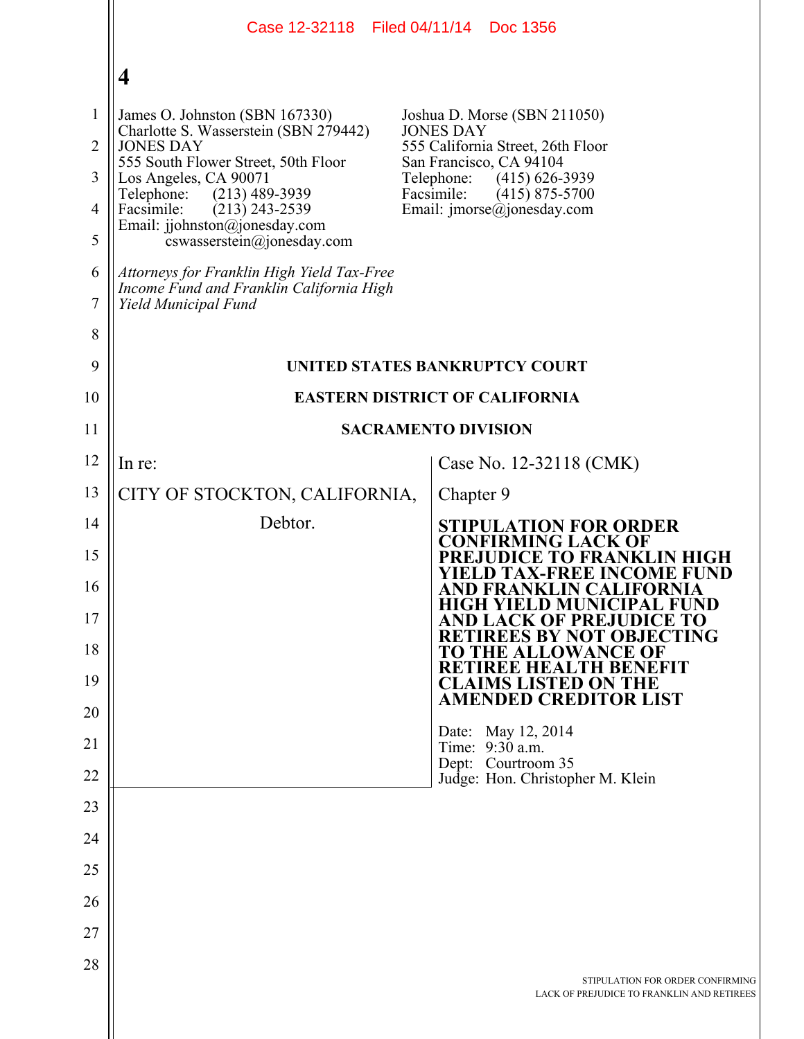**4**

James O. Johnston (SBN 167330)
Charlotte S. Wasserstein (SBN 279442)
JONES DAY
555 South Flower Street, 50th Floor
Los Angeles, CA 90071
Telephone: (213) 489-3939
Facsimile: (213) 243-2539
Email: jjohnston@jonesday.com
cswasserstein@jonesday.com

Joshua D. Morse (SBN 211050)
JONES DAY
555 California Street, 26th Floor
San Francisco, CA 94104
Telephone: (415) 626-3939
Facsimile: (415) 875-5700
Email: jmorse@jonesday.com

*Attorneys for Franklin High Yield Tax-Free Income Fund and Franklin California High Yield Municipal Fund*

**UNITED STATES BANKRUPTCY COURT**

**EASTERN DISTRICT OF CALIFORNIA**

**SACRAMENTO DIVISION**

| | |
|---|---|
| In re:<br><br>CITY OF STOCKTON, CALIFORNIA,<br><br>Debtor. | Case No. 12-32118 (CMK)<br><br>Chapter 9<br><br>**STIPULATION FOR ORDER CONFIRMING LACK OF PREJUDICE TO FRANKLIN HIGH YIELD TAX-FREE INCOME FUND AND FRANKLIN CALIFORNIA HIGH YIELD MUNICIPAL FUND AND LACK OF PREJUDICE TO RETIREES BY NOT OBJECTING TO THE ALLOWANCE OF RETIREE HEALTH BENEFIT CLAIMS LISTED ON THE AMENDED CREDITOR LIST**<br><br>Date: May 12, 2014<br>Time: 9:30 a.m.<br>Dept: Courtroom 35<br>Judge: Hon. Christopher M. Klein |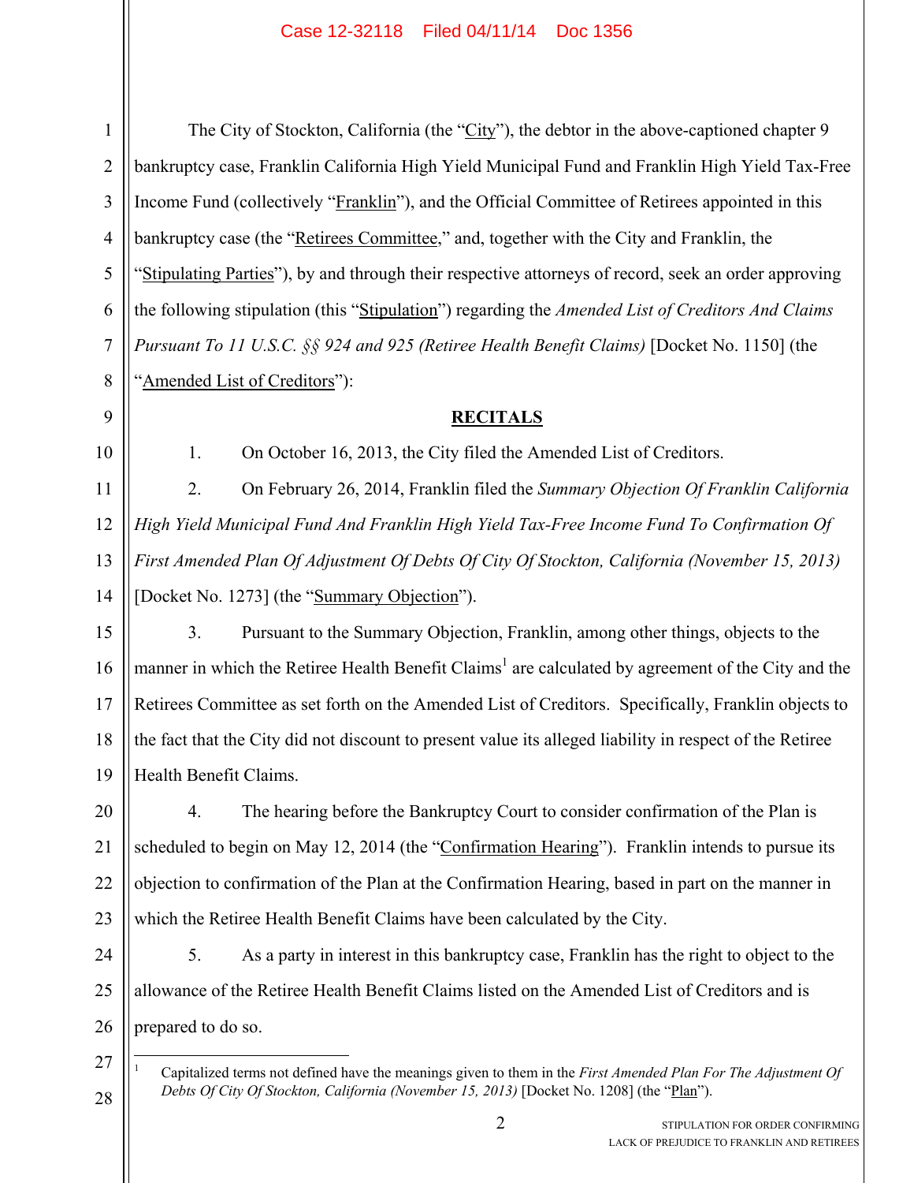The City of Stockton, California (the "City"), the debtor in the above-captioned chapter 9 bankruptcy case, Franklin California High Yield Municipal Fund and Franklin High Yield Tax-Free Income Fund (collectively "Franklin"), and the Official Committee of Retirees appointed in this bankruptcy case (the "Retirees Committee," and, together with the City and Franklin, the "Stipulating Parties"), by and through their respective attorneys of record, seek an order approving the following stipulation (this "Stipulation") regarding the *Amended List of Creditors And Claims Pursuant To 11 U.S.C. §§ 924 and 925 (Retiree Health Benefit Claims)* [Docket No. 1150] (the "Amended List of Creditors"):

## RECITALS

1. On October 16, 2013, the City filed the Amended List of Creditors.

2. On February 26, 2014, Franklin filed the *Summary Objection Of Franklin California High Yield Municipal Fund And Franklin High Yield Tax-Free Income Fund To Confirmation Of First Amended Plan Of Adjustment Of Debts Of City Of Stockton, California (November 15, 2013)* [Docket No. 1273] (the "Summary Objection").

3. Pursuant to the Summary Objection, Franklin, among other things, objects to the manner in which the Retiree Health Benefit Claims[1] are calculated by agreement of the City and the Retirees Committee as set forth on the Amended List of Creditors. Specifically, Franklin objects to the fact that the City did not discount to present value its alleged liability in respect of the Retiree Health Benefit Claims.

4. The hearing before the Bankruptcy Court to consider confirmation of the Plan is scheduled to begin on May 12, 2014 (the "Confirmation Hearing"). Franklin intends to pursue its objection to confirmation of the Plan at the Confirmation Hearing, based in part on the manner in which the Retiree Health Benefit Claims have been calculated by the City.

5. As a party in interest in this bankruptcy case, Franklin has the right to object to the allowance of the Retiree Health Benefit Claims listed on the Amended List of Creditors and is prepared to do so.

[1] Capitalized terms not defined have the meanings given to them in the *First Amended Plan For The Adjustment Of Debts Of City Of Stockton, California (November 15, 2013)* [Docket No. 1208] (the "Plan").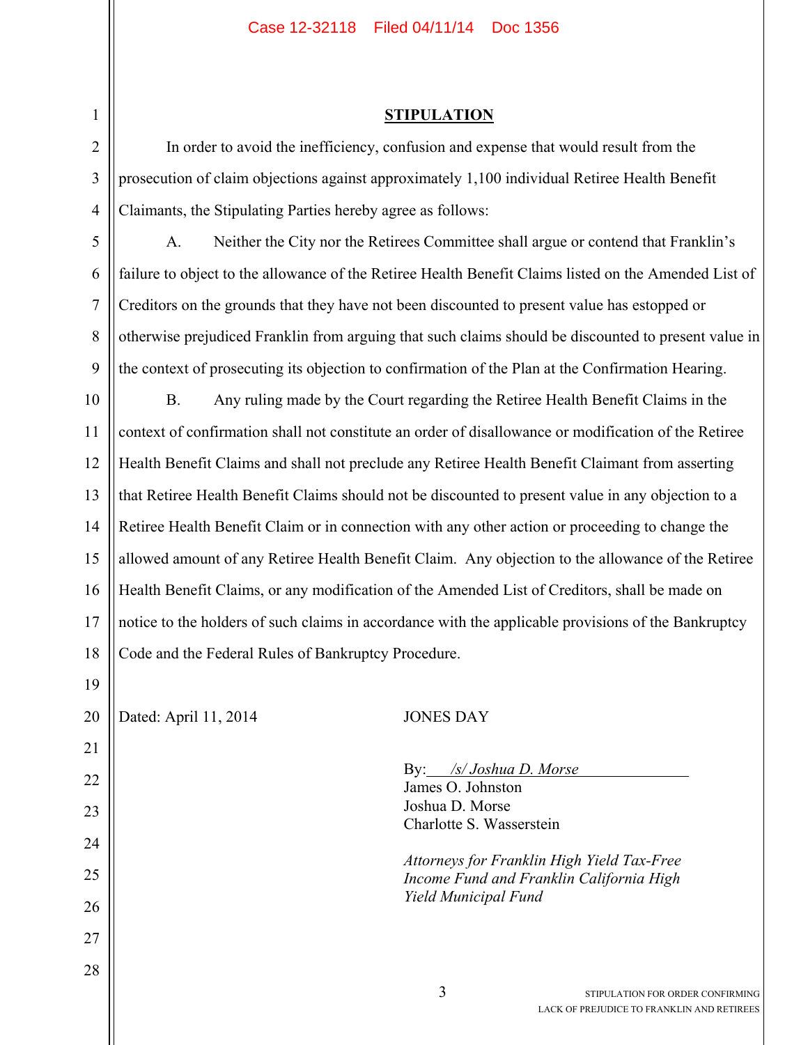## STIPULATION

In order to avoid the inefficiency, confusion and expense that would result from the prosecution of claim objections against approximately 1,100 individual Retiree Health Benefit Claimants, the Stipulating Parties hereby agree as follows:

A. Neither the City nor the Retirees Committee shall argue or contend that Franklin's failure to object to the allowance of the Retiree Health Benefit Claims listed on the Amended List of Creditors on the grounds that they have not been discounted to present value has estopped or otherwise prejudiced Franklin from arguing that such claims should be discounted to present value in the context of prosecuting its objection to confirmation of the Plan at the Confirmation Hearing.

B. Any ruling made by the Court regarding the Retiree Health Benefit Claims in the context of confirmation shall not constitute an order of disallowance or modification of the Retiree Health Benefit Claims and shall not preclude any Retiree Health Benefit Claimant from asserting that Retiree Health Benefit Claims should not be discounted to present value in any objection to a Retiree Health Benefit Claim or in connection with any other action or proceeding to change the allowed amount of any Retiree Health Benefit Claim. Any objection to the allowance of the Retiree Health Benefit Claims, or any modification of the Amended List of Creditors, shall be made on notice to the holders of such claims in accordance with the applicable provisions of the Bankruptcy Code and the Federal Rules of Bankruptcy Procedure.

Dated: April 11, 2014

JONES DAY

By: */s/ Joshua D. Morse*
James O. Johnston
Joshua D. Morse
Charlotte S. Wasserstein

*Attorneys for Franklin High Yield Tax-Free Income Fund and Franklin California High Yield Municipal Fund*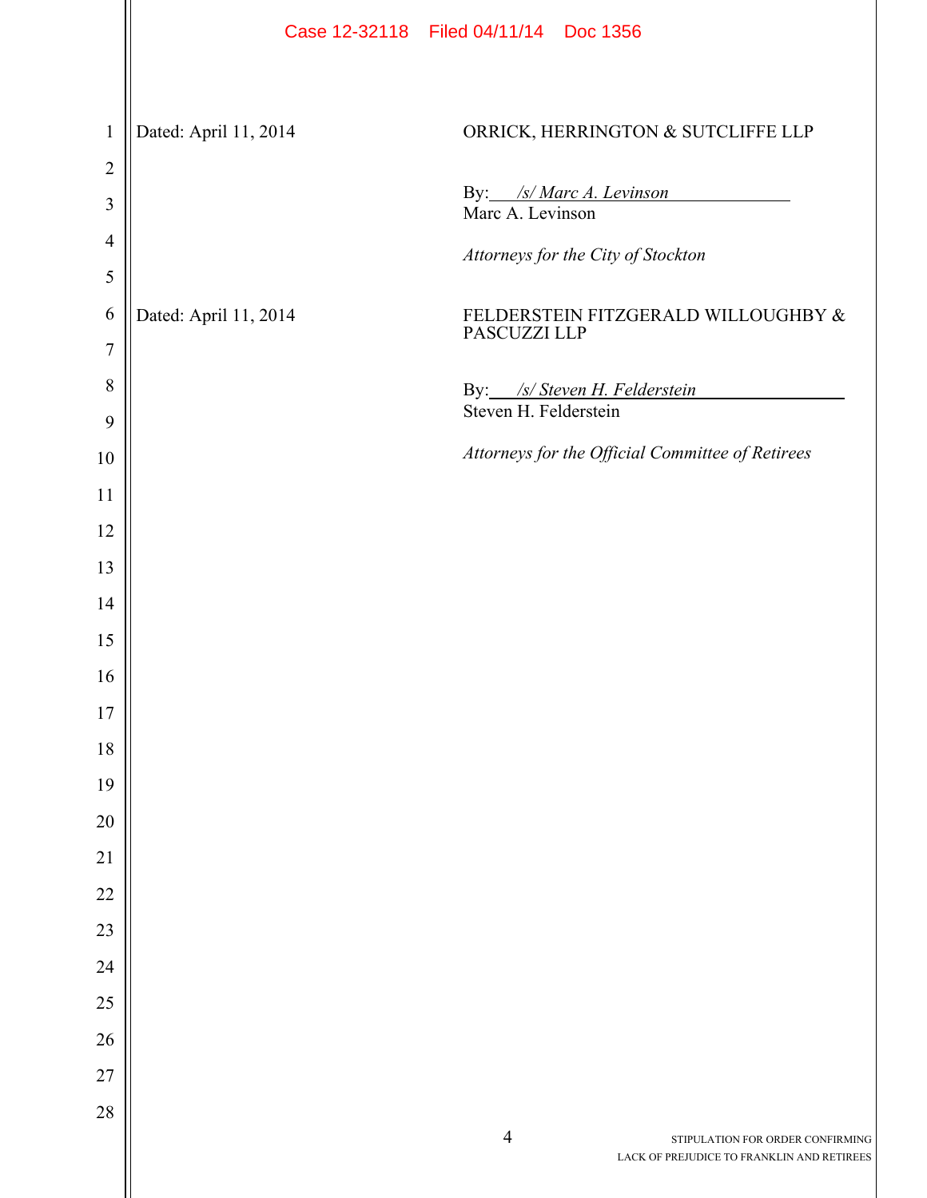Dated: April 11, 2014

ORRICK, HERRINGTON & SUTCLIFFE LLP

By: */s/ Marc A. Levinson*
Marc A. Levinson

*Attorneys for the City of Stockton*

Dated: April 11, 2014

FELDERSTEIN FITZGERALD WILLOUGHBY & PASCUZZI LLP

By: */s/ Steven H. Felderstein*
Steven H. Felderstein

*Attorneys for the Official Committee of Retirees*